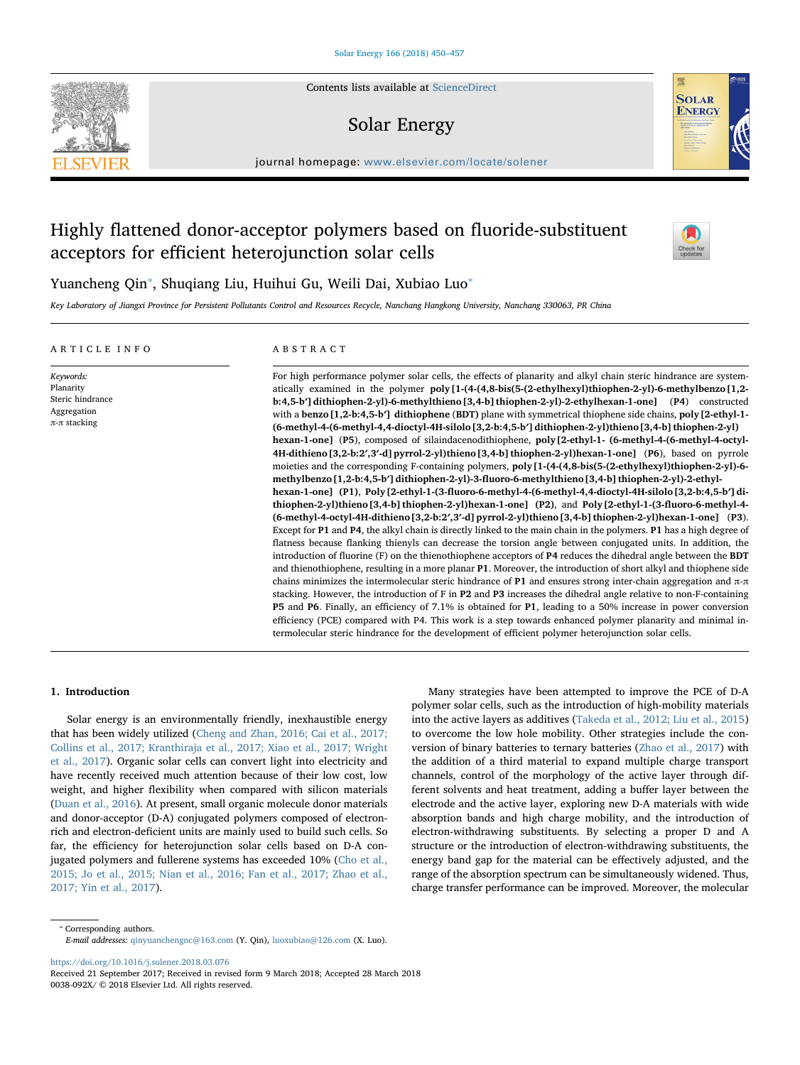Contents lists available at ScienceDirect

# Solar Energy

journal homepage: www.elsevier.com/locate/solener

# Highly flattened donor-acceptor polymers based on fluoride-substituent acceptors for efficient heterojunction solar cells

Yuancheng Qin*, Shuqiang Liu, Huihui Gu, Weili Dai, Xubiao Luo*

*Key Laboratory of Jiangxi Province for Persistent Pollutants Control and Resources Recycle, Nanchang Hangkong University, Nanchang 330063, PR China*

## ARTICLE INFO

*Keywords:*
Planarity
Steric hindrance
Aggregation
π-π stacking

## ABSTRACT

For high performance polymer solar cells, the effects of planarity and alkyl chain steric hindrance are systematically examined in the polymer **poly [1-(4-(4,8-bis(5-(2-ethylhexyl)thiophen-2-yl)-6-methylbenzo [1,2-b:4,5-b′] dithiophen-2-yl)-6-methylthieno [3,4-b] thiophen-2-yl)-2-ethylhexan-1-one]** (**P4**) constructed with a **benzo [1,2-b:4,5-b′] dithiophene** (**BDT**) plane with symmetrical thiophene side chains, **poly [2-ethyl-1-(6-methyl-4-(6-methyl-4,4-dioctyl-4H-silolo [3,2-b:4,5-b′] dithiophen-2-yl)thieno [3,4-b] thiophen-2-yl) hexan-1-one]** (**P5**), composed of silaindacenodithiophene, **poly [2-ethyl-1- (6-methyl-4-(6-methyl-4-octyl-4H-dithieno [3,2-b:2′,3′-d] pyrrol-2-yl)thieno [3,4-b] thiophen-2-yl)hexan-1-one]** (**P6**), based on pyrrole moieties and the corresponding F-containing polymers, **poly [1-(4-(4,8-bis(5-(2-ethylhexyl)thiophen-2-yl)-6-methylbenzo [1,2-b:4,5-b′] dithiophen-2-yl)-3-fluoro-6-methylthieno [3,4-b] thiophen-2-yl)-2-ethyl-hexan-1-one]** (**P1**), **Poly [2-ethyl-1-(3-fluoro-6-methyl-4-(6-methyl-4,4-dioctyl-4H-silolo [3,2-b:4,5-b′] di-thiophen-2-yl)thieno [3,4-b] thiophen-2-yl)hexan-1-one]** (**P2**), and **Poly [2-ethyl-1-(3-fluoro-6-methyl-4-(6-methyl-4-octyl-4H-dithieno [3,2-b:2′,3′-d] pyrrol-2-yl)thieno [3,4-b] thiophen-2-yl)hexan-1-one]** (**P3**). Except for **P1** and **P4**, the alkyl chain is directly linked to the main chain in the polymers. **P1** has a high degree of flatness because flanking thienyls can decrease the torsion angle between conjugated units. In addition, the introduction of fluorine (F) on the thienothiophene acceptors of **P4** reduces the dihedral angle between the **BDT** and thienothiophene, resulting in a more planar **P1**. Moreover, the introduction of short alkyl and thiophene side chains minimizes the intermolecular steric hindrance of **P1** and ensures strong inter-chain aggregation and π-π stacking. However, the introduction of F in **P2** and **P3** increases the dihedral angle relative to non-F-containing **P5** and **P6**. Finally, an efficiency of 7.1% is obtained for **P1**, leading to a 50% increase in power conversion efficiency (PCE) compared with P4. This work is a step towards enhanced polymer planarity and minimal intermolecular steric hindrance for the development of efficient polymer heterojunction solar cells.

## 1. Introduction

Solar energy is an environmentally friendly, inexhaustible energy that has been widely utilized (Cheng and Zhan, 2016; Cai et al., 2017; Collins et al., 2017; Kranthiraja et al., 2017; Xiao et al., 2017; Wright et al., 2017). Organic solar cells can convert light into electricity and have recently received much attention because of their low cost, low weight, and higher flexibility when compared with silicon materials (Duan et al., 2016). At present, small organic molecule donor materials and donor-acceptor (D-A) conjugated polymers composed of electron-rich and electron-deficient units are mainly used to build such cells. So far, the efficiency for heterojunction solar cells based on D-A conjugated polymers and fullerene systems has exceeded 10% (Cho et al., 2015; Jo et al., 2015; Nian et al., 2016; Fan et al., 2017; Zhao et al., 2017; Yin et al., 2017).

Many strategies have been attempted to improve the PCE of D-A polymer solar cells, such as the introduction of high-mobility materials into the active layers as additives (Takeda et al., 2012; Liu et al., 2015) to overcome the low hole mobility. Other strategies include the conversion of binary batteries to ternary batteries (Zhao et al., 2017) with the addition of a third material to expand multiple charge transport channels, control of the morphology of the active layer through different solvents and heat treatment, adding a buffer layer between the electrode and the active layer, exploring new D-A materials with wide absorption bands and high charge mobility, and the introduction of electron-withdrawing substituents. By selecting a proper D and A structure or the introduction of electron-withdrawing substituents, the energy band gap for the material can be effectively adjusted, and the range of the absorption spectrum can be simultaneously widened. Thus, charge transfer performance can be improved. Moreover, the molecular

* Corresponding authors.
*E-mail addresses:* qinyuanchengnc@163.com (Y. Qin), luoxubiao@126.com (X. Luo).

https://doi.org/10.1016/j.solener.2018.03.076
Received 21 September 2017; Received in revised form 9 March 2018; Accepted 28 March 2018
0038-092X/ © 2018 Elsevier Ltd. All rights reserved.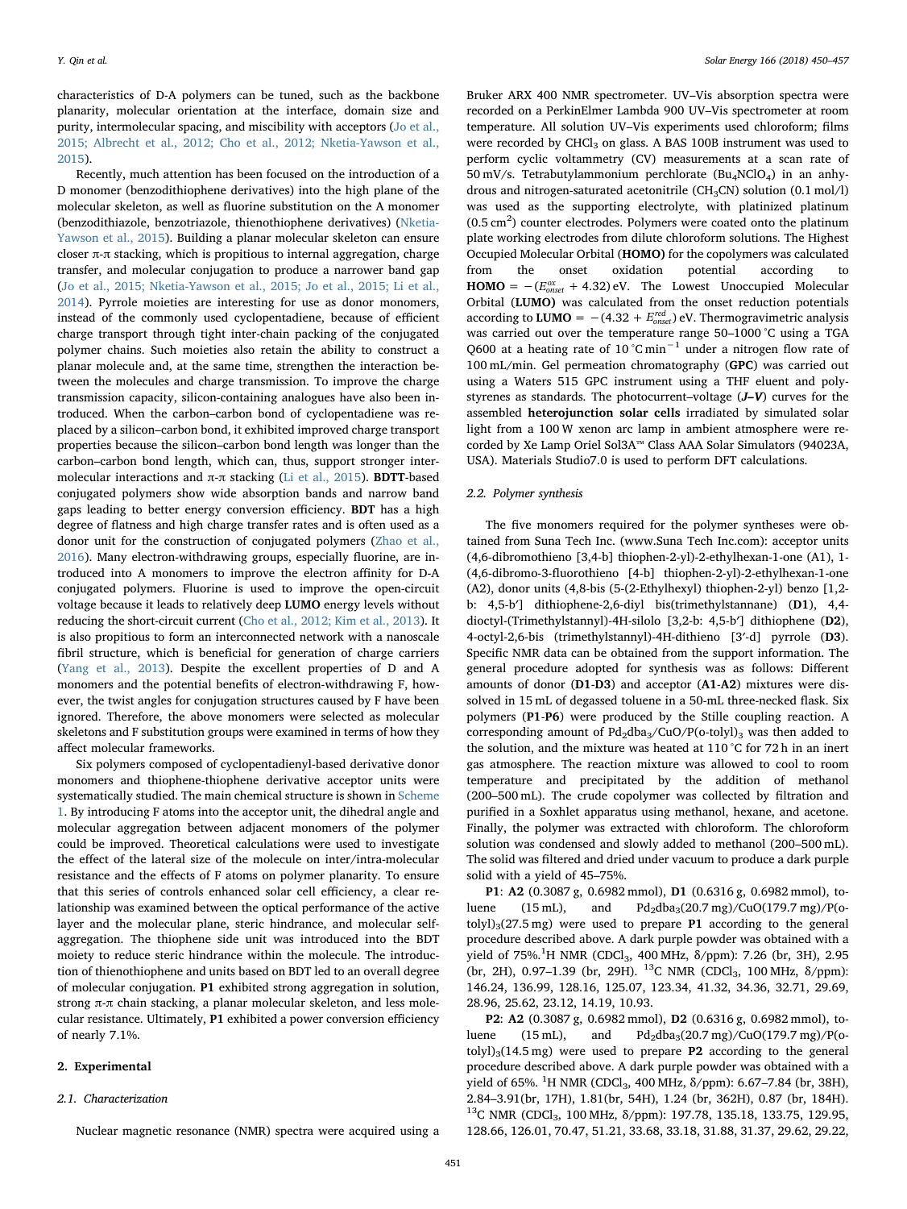characteristics of D-A polymers can be tuned, such as the backbone planarity, molecular orientation at the interface, domain size and purity, intermolecular spacing, and miscibility with acceptors (Jo et al., 2015; Albrecht et al., 2012; Cho et al., 2012; Nketia-Yawson et al., 2015).

Recently, much attention has been focused on the introduction of a D monomer (benzodithiophene derivatives) into the high plane of the molecular skeleton, as well as fluorine substitution on the A monomer (benzodithiazole, benzotriazole, thienothiophene derivatives) (Nketia-Yawson et al., 2015). Building a planar molecular skeleton can ensure closer π-π stacking, which is propitious to internal aggregation, charge transfer, and molecular conjugation to produce a narrower band gap (Jo et al., 2015; Nketia-Yawson et al., 2015; Jo et al., 2015; Li et al., 2014). Pyrrole moieties are interesting for use as donor monomers, instead of the commonly used cyclopentadiene, because of efficient charge transport through tight inter-chain packing of the conjugated polymer chains. Such moieties also retain the ability to construct a planar molecule and, at the same time, strengthen the interaction between the molecules and charge transmission. To improve the charge transmission capacity, silicon-containing analogues have also been introduced. When the carbon–carbon bond of cyclopentadiene was replaced by a silicon–carbon bond, it exhibited improved charge transport properties because the silicon–carbon bond length was longer than the carbon–carbon bond length, which can, thus, support stronger intermolecular interactions and π-π stacking (Li et al., 2015). **BDTT**-based conjugated polymers show wide absorption bands and narrow band gaps leading to better energy conversion efficiency. **BDT** has a high degree of flatness and high charge transfer rates and is often used as a donor unit for the construction of conjugated polymers (Zhao et al., 2016). Many electron-withdrawing groups, especially fluorine, are introduced into A monomers to improve the electron affinity for D-A conjugated polymers. Fluorine is used to improve the open-circuit voltage because it leads to relatively deep **LUMO** energy levels without reducing the short-circuit current (Cho et al., 2012; Kim et al., 2013). It is also propitious to form an interconnected network with a nanoscale fibril structure, which is beneficial for generation of charge carriers (Yang et al., 2013). Despite the excellent properties of D and A monomers and the potential benefits of electron-withdrawing F, however, the twist angles for conjugation structures caused by F have been ignored. Therefore, the above monomers were selected as molecular skeletons and F substitution groups were examined in terms of how they affect molecular frameworks.

Six polymers composed of cyclopentadienyl-based derivative donor monomers and thiophene-thiophene derivative acceptor units were systematically studied. The main chemical structure is shown in Scheme 1. By introducing F atoms into the acceptor unit, the dihedral angle and molecular aggregation between adjacent monomers of the polymer could be improved. Theoretical calculations were used to investigate the effect of the lateral size of the molecule on inter/intra-molecular resistance and the effects of F atoms on polymer planarity. To ensure that this series of controls enhanced solar cell efficiency, a clear relationship was examined between the optical performance of the active layer and the molecular plane, steric hindrance, and molecular self-aggregation. The thiophene side unit was introduced into the BDT moiety to reduce steric hindrance within the molecule. The introduction of thienothiophene and units based on BDT led to an overall degree of molecular conjugation. **P1** exhibited strong aggregation in solution, strong π-π chain stacking, a planar molecular skeleton, and less molecular resistance. Ultimately, **P1** exhibited a power conversion efficiency of nearly 7.1%.

## 2. Experimental

### 2.1. Characterization

Nuclear magnetic resonance (NMR) spectra were acquired using a Bruker ARX 400 NMR spectrometer. UV–Vis absorption spectra were recorded on a PerkinElmer Lambda 900 UV–Vis spectrometer at room temperature. All solution UV–Vis experiments used chloroform; films were recorded by $CHCl_3$ on glass. A BAS 100B instrument was used to perform cyclic voltammetry (CV) measurements at a scan rate of 50 mV/s. Tetrabutylammonium perchlorate ($Bu_4NClO_4$) in an anhydrous and nitrogen-saturated acetonitrile ($CH_3CN$) solution (0.1 mol/l) was used as the supporting electrolyte, with platinized platinum (0.5 $cm^2$) counter electrodes. Polymers were coated onto the platinum plate working electrodes from dilute chloroform solutions. The Highest Occupied Molecular Orbital (**HOMO**) for the copolymers was calculated from the onset oxidation potential according to **HOMO** $= -(E_{onset}^{ox} + 4.32)$ eV. The Lowest Unoccupied Molecular Orbital (**LUMO**) was calculated from the onset reduction potentials according to **LUMO** $= -(4.32 + E_{onset}^{red})$ eV. Thermogravimetric analysis was carried out over the temperature range 50–1000 °C using a TGA Q600 at a heating rate of 10 °C $min^{-1}$ under a nitrogen flow rate of 100 mL/min. Gel permeation chromatography (**GPC**) was carried out using a Waters 515 GPC instrument using a THF eluent and polystyrenes as standards. The photocurrent–voltage (***J–V***) curves for the assembled **heterojunction solar cells** irradiated by simulated solar light from a 100 W xenon arc lamp in ambient atmosphere were recorded by Xe Lamp Oriel Sol3A™ Class AAA Solar Simulators (94023A, USA). Materials Studio7.0 is used to perform DFT calculations.

### 2.2. Polymer synthesis

The five monomers required for the polymer syntheses were obtained from Suna Tech Inc. (www.Suna Tech Inc.com): acceptor units (4,6-dibromothieno [3,4-b] thiophen-2-yl)-2-ethylhexan-1-one (A1), 1-(4,6-dibromo-3-fluorothieno [4-b] thiophen-2-yl)-2-ethylhexan-1-one (A2), donor units (4,8-bis (5-(2-Ethylhexyl) thiophen-2-yl) benzo [1,2-b: 4,5-b′] dithiophene-2,6-diyl bis(trimethylstannane) (**D1**), 4,4-dioctyl-(Trimethylstannyl)-4H-silolo [3,2-b: 4,5-b′] dithiophene (**D2**), 4-octyl-2,6-bis (trimethylstannyl)-4H-dithieno [3′-d] pyrrole (**D3**). Specific NMR data can be obtained from the support information. The general procedure adopted for synthesis was as follows: Different amounts of donor (**D1**-**D3**) and acceptor (**A1**-**A2**) mixtures were dissolved in 15 mL of degassed toluene in a 50-mL three-necked flask. Six polymers (**P1**-**P6**) were produced by the Stille coupling reaction. A corresponding amount of $Pd_2dba_3$/CuO/P(o-tolyl)$_3$ was then added to the solution, and the mixture was heated at 110 °C for 72 h in an inert gas atmosphere. The reaction mixture was allowed to cool to room temperature and precipitated by the addition of methanol (200–500 mL). The crude copolymer was collected by filtration and purified in a Soxhlet apparatus using methanol, hexane, and acetone. Finally, the polymer was extracted with chloroform. The chloroform solution was condensed and slowly added to methanol (200–500 mL). The solid was filtered and dried under vacuum to produce a dark purple solid with a yield of 45–75%.

**P1**: **A2** (0.3087 g, 0.6982 mmol), **D1** (0.6316 g, 0.6982 mmol), toluene (15 mL), and $Pd_2dba_3$(20.7 mg)/CuO(179.7 mg)/P(o-tolyl)$_3$(27.5 mg) were used to prepare **P1** according to the general procedure described above. A dark purple powder was obtained with a yield of 75%.$^1$H NMR ($CDCl_3$, 400 MHz, δ/ppm): 7.26 (br, 3H), 2.95 (br, 2H), 0.97–1.39 (br, 29H). $^{13}$C NMR ($CDCl_3$, 100 MHz, δ/ppm): 146.24, 136.99, 128.16, 125.07, 123.34, 41.32, 34.36, 32.71, 29.69, 28.96, 25.62, 23.12, 14.19, 10.93.

**P2**: **A2** (0.3087 g, 0.6982 mmol), **D2** (0.6316 g, 0.6982 mmol), toluene (15 mL), and $Pd_2dba_3$(20.7 mg)/CuO(179.7 mg)/P(o-tolyl)$_3$(14.5 mg) were used to prepare **P2** according to the general procedure described above. A dark purple powder was obtained with a yield of 65%. $^1$H NMR ($CDCl_3$, 400 MHz, δ/ppm): 6.67–7.84 (br, 38H), 2.84–3.91(br, 17H), 1.81(br, 54H), 1.24 (br, 362H), 0.87 (br, 184H). $^{13}$C NMR ($CDCl_3$, 100 MHz, δ/ppm): 197.78, 135.18, 133.75, 129.95, 128.66, 126.01, 70.47, 51.21, 33.68, 33.18, 31.88, 31.37, 29.62, 29.22,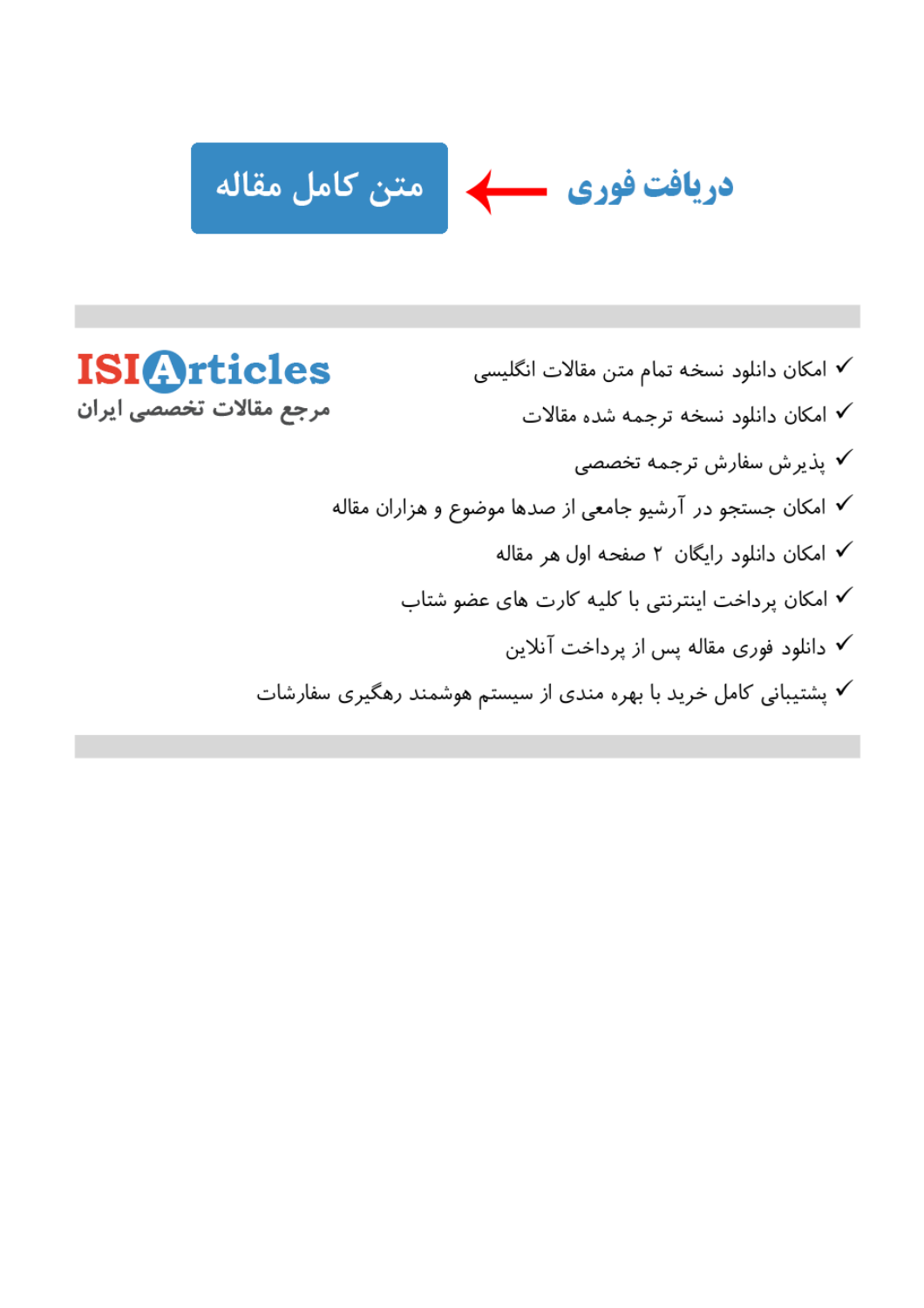دریافت فوری ← **متن کامل مقاله**

**ISIArticles**
مرجع مقالات تخصصی ایران

- ✓ امکان دانلود نسخه تمام متن مقالات انگلیسی
- ✓ امکان دانلود نسخه ترجمه شده مقالات
- ✓ پذیرش سفارش ترجمه تخصصی
- ✓ امکان جستجو در آرشیو جامعی از صدها موضوع و هزاران مقاله
- ✓ امکان دانلود رایگان ۲ صفحه اول هر مقاله
- ✓ امکان پرداخت اینترنتی با کلیه کارت های عضو شتاب
- ✓ دانلود فوری مقاله پس از پرداخت آنلاین
- ✓ پشتیبانی کامل خرید با بهره مندی از سیستم هوشمند رهگیری سفارشات